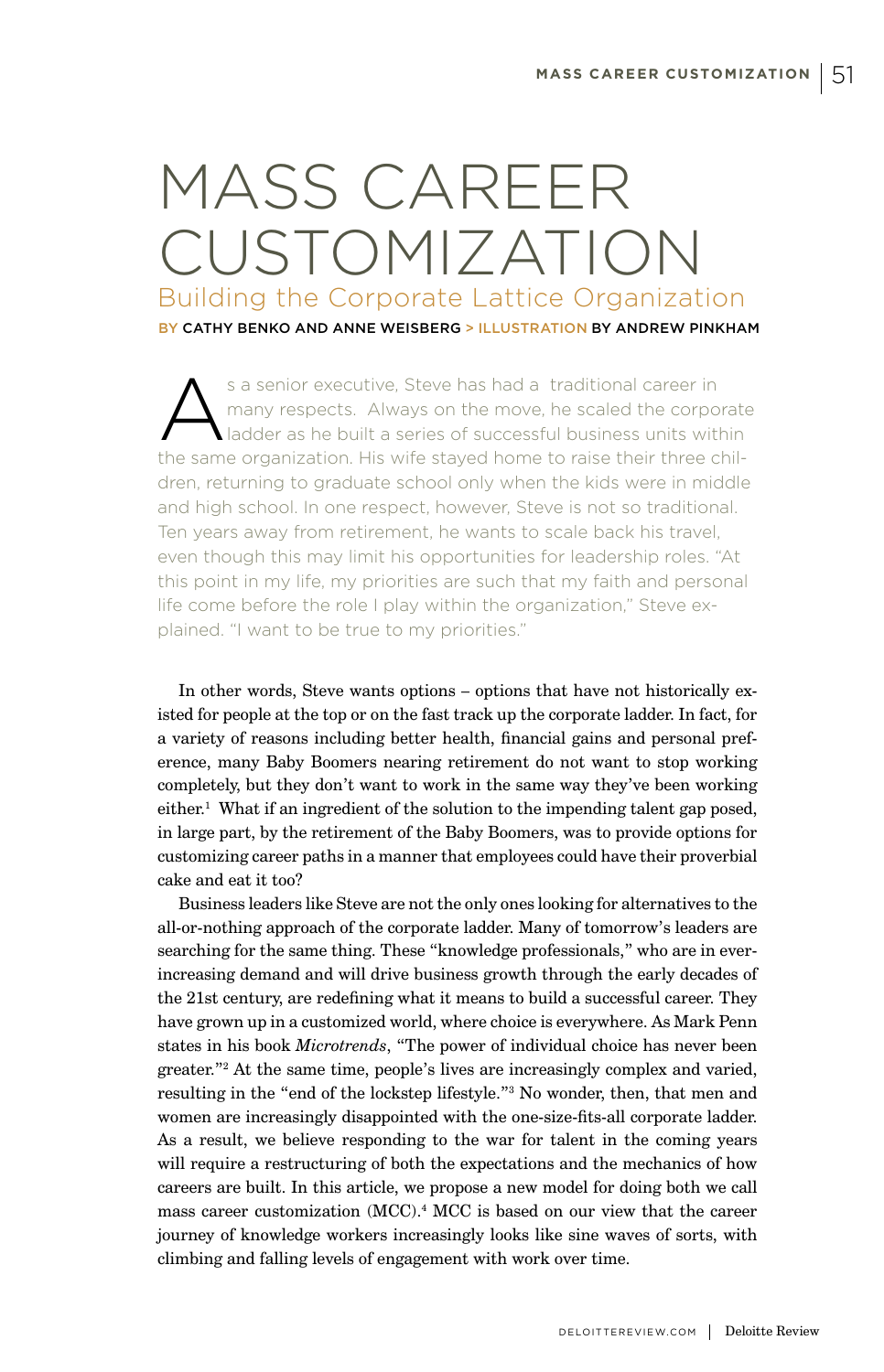# MASS CAREER CUSTOMIZATION

## Building the Corporate Lattice Organization

BY CATHY BENKO AND ANNE WEISBERG > ILLUSTRATION BY ANDREW PINKHAM

As a senior executive, Steve has had a traditional career in many respects. Always on the move, he scaled the corporate ladder as he built a series of successful business units within the same organization. His wife stayed home to raise their three children, returning to graduate school only when the kids were in middle and high school. In one respect, however, Steve is not so traditional. Ten years away from retirement, he wants to scale back his travel, even though this may limit his opportunities for leadership roles. "At this point in my life, my priorities are such that my faith and personal life come before the role I play within the organization," Steve explained. "I want to be true to my priorities."

In other words, Steve wants options – options that have not historically existed for people at the top or on the fast track up the corporate ladder. In fact, for a variety of reasons including better health, financial gains and personal preference, many Baby Boomers nearing retirement do not want to stop working completely, but they don't want to work in the same way they've been working either.[1] What if an ingredient of the solution to the impending talent gap posed, in large part, by the retirement of the Baby Boomers, was to provide options for customizing career paths in a manner that employees could have their proverbial cake and eat it too?

Business leaders like Steve are not the only ones looking for alternatives to the all-or-nothing approach of the corporate ladder. Many of tomorrow's leaders are searching for the same thing. These "knowledge professionals," who are in ever-increasing demand and will drive business growth through the early decades of the 21st century, are redefining what it means to build a successful career. They have grown up in a customized world, where choice is everywhere. As Mark Penn states in his book *Microtrends*, "The power of individual choice has never been greater."[2] At the same time, people's lives are increasingly complex and varied, resulting in the "end of the lockstep lifestyle."[3] No wonder, then, that men and women are increasingly disappointed with the one-size-fits-all corporate ladder. As a result, we believe responding to the war for talent in the coming years will require a restructuring of both the expectations and the mechanics of how careers are built. In this article, we propose a new model for doing both we call mass career customization (MCC).[4] MCC is based on our view that the career journey of knowledge workers increasingly looks like sine waves of sorts, with climbing and falling levels of engagement with work over time.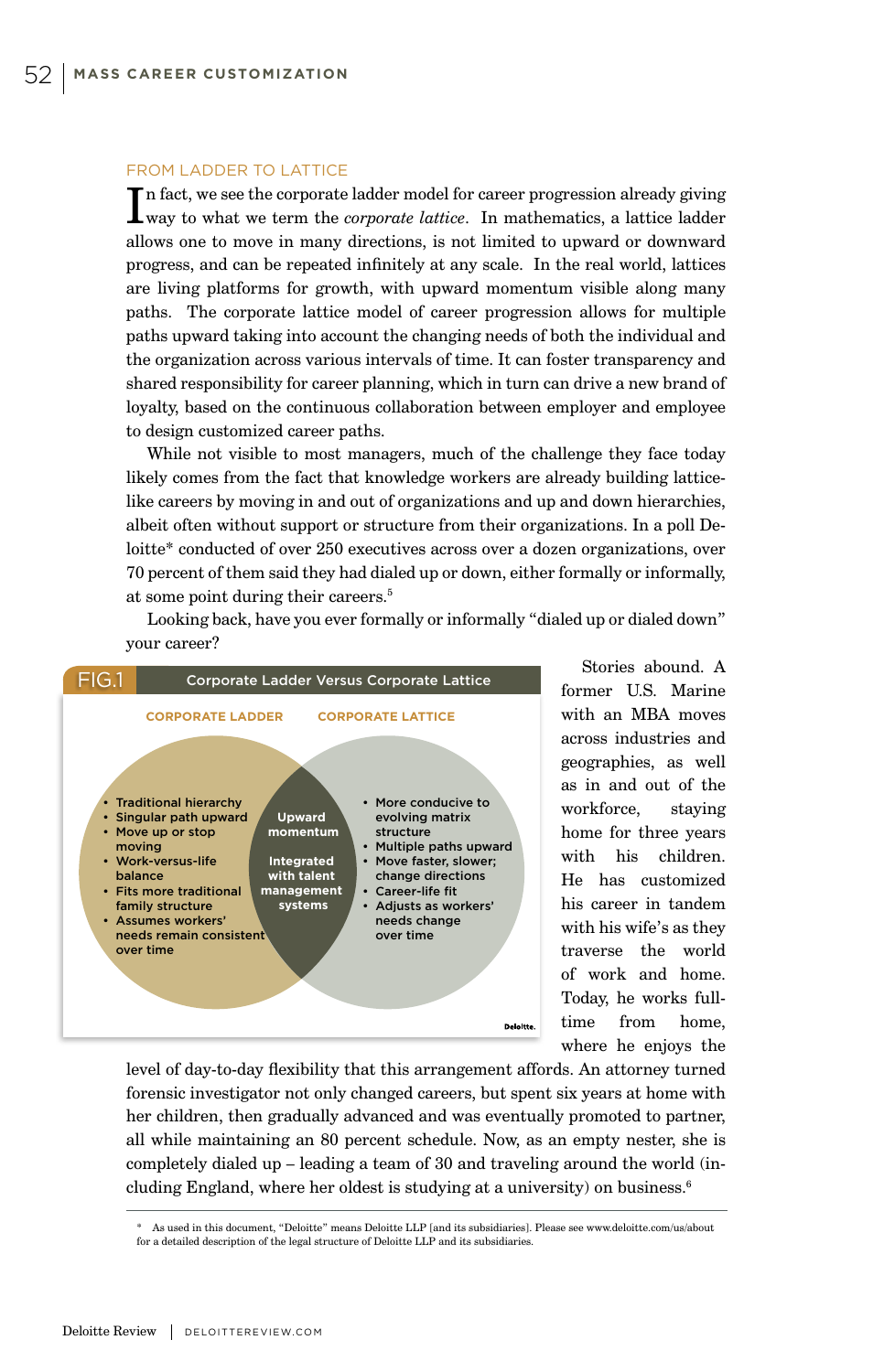## FROM LADDER TO LATTICE

In fact, we see the corporate ladder model for career progression already giving way to what we term the *corporate lattice*. In mathematics, a lattice ladder allows one to move in many directions, is not limited to upward or downward progress, and can be repeated infinitely at any scale. In the real world, lattices are living platforms for growth, with upward momentum visible along many paths. The corporate lattice model of career progression allows for multiple paths upward taking into account the changing needs of both the individual and the organization across various intervals of time. It can foster transparency and shared responsibility for career planning, which in turn can drive a new brand of loyalty, based on the continuous collaboration between employer and employee to design customized career paths.

While not visible to most managers, much of the challenge they face today likely comes from the fact that knowledge workers are already building lattice-like careers by moving in and out of organizations and up and down hierarchies, albeit often without support or structure from their organizations. In a poll Deloitte* conducted of over 250 executives across over a dozen organizations, over 70 percent of them said they had dialed up or down, either formally or informally, at some point during their careers.[5]

Looking back, have you ever formally or informally "dialed up or dialed down" your career?

**FIG.1 Corporate Ladder Versus Corporate Lattice**

**CORPORATE LADDER**

- Traditional hierarchy
- Singular path upward
- Move up or stop moving
- Work-versus-life balance
- Fits more traditional family structure
- Assumes workers' needs remain consistent over time

**Shared (overlap):**

- Upward momentum
- Integrated with talent management systems

**CORPORATE LATTICE**

- More conducive to evolving matrix structure
- Multiple paths upward
- Move faster, slower; change directions
- Career-life fit
- Adjusts as workers' needs change over time

Deloitte.

Stories abound. A former U.S. Marine with an MBA moves across industries and geographies, as well as in and out of the workforce, staying home for three years with his children. He has customized his career in tandem with his wife's as they traverse the world of work and home. Today, he works full-time from home, where he enjoys the level of day-to-day flexibility that this arrangement affords. An attorney turned forensic investigator not only changed careers, but spent six years at home with her children, then gradually advanced and was eventually promoted to partner, all while maintaining an 80 percent schedule. Now, as an empty nester, she is completely dialed up – leading a team of 30 and traveling around the world (including England, where her oldest is studying at a university) on business.[6]

\* As used in this document, "Deloitte" means Deloitte LLP [and its subsidiaries]. Please see www.deloitte.com/us/about for a detailed description of the legal structure of Deloitte LLP and its subsidiaries.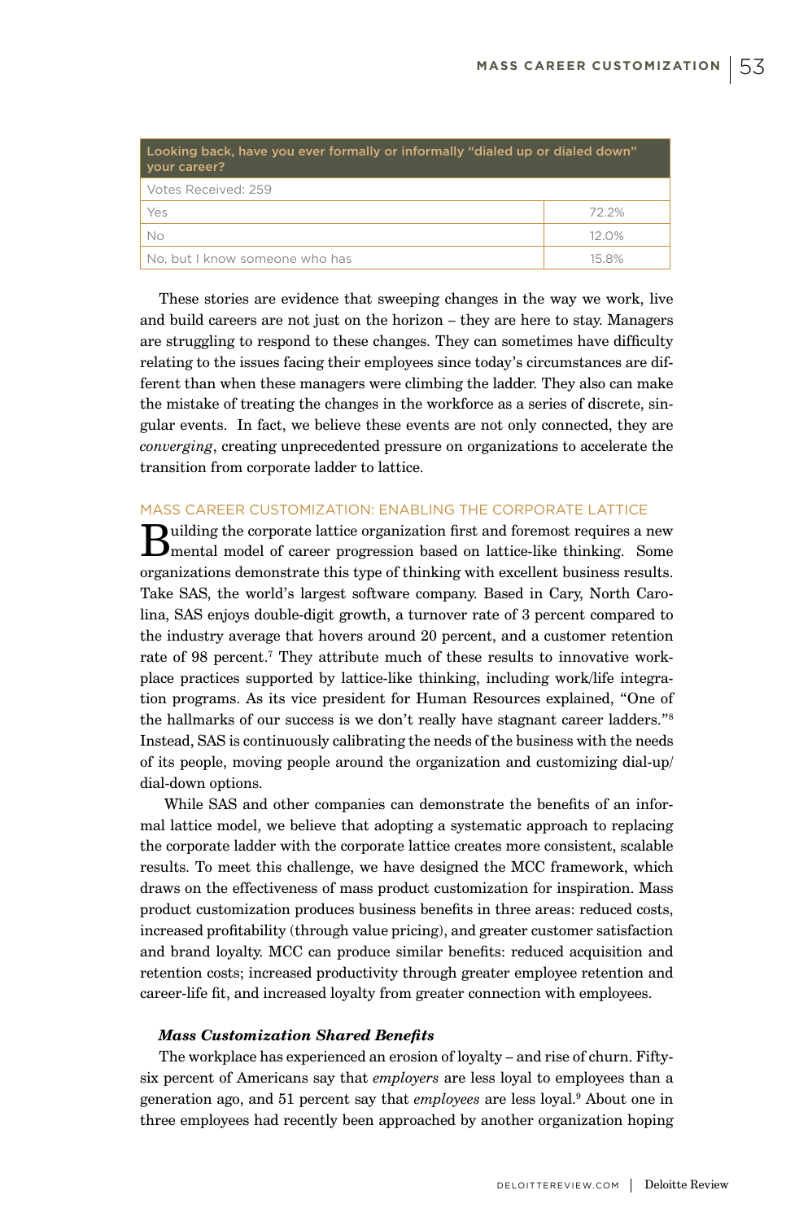| Looking back, have you ever formally or informally "dialed up or dialed down" your career? | |
|---|---|
| Votes Received: 259 | |
| Yes | 72.2% |
| No | 12.0% |
| No, but I know someone who has | 15.8% |

These stories are evidence that sweeping changes in the way we work, live and build careers are not just on the horizon – they are here to stay. Managers are struggling to respond to these changes. They can sometimes have difficulty relating to the issues facing their employees since today's circumstances are different than when these managers were climbing the ladder. They also can make the mistake of treating the changes in the workforce as a series of discrete, singular events. In fact, we believe these events are not only connected, they are *converging*, creating unprecedented pressure on organizations to accelerate the transition from corporate ladder to lattice.

## MASS CAREER CUSTOMIZATION: ENABLING THE CORPORATE LATTICE

Building the corporate lattice organization first and foremost requires a new mental model of career progression based on lattice-like thinking. Some organizations demonstrate this type of thinking with excellent business results. Take SAS, the world's largest software company. Based in Cary, North Carolina, SAS enjoys double-digit growth, a turnover rate of 3 percent compared to the industry average that hovers around 20 percent, and a customer retention rate of 98 percent.[7] They attribute much of these results to innovative workplace practices supported by lattice-like thinking, including work/life integration programs. As its vice president for Human Resources explained, "One of the hallmarks of our success is we don't really have stagnant career ladders."[8] Instead, SAS is continuously calibrating the needs of the business with the needs of its people, moving people around the organization and customizing dial-up/dial-down options.

While SAS and other companies can demonstrate the benefits of an informal lattice model, we believe that adopting a systematic approach to replacing the corporate ladder with the corporate lattice creates more consistent, scalable results. To meet this challenge, we have designed the MCC framework, which draws on the effectiveness of mass product customization for inspiration. Mass product customization produces business benefits in three areas: reduced costs, increased profitability (through value pricing), and greater customer satisfaction and brand loyalty. MCC can produce similar benefits: reduced acquisition and retention costs; increased productivity through greater employee retention and career-life fit, and increased loyalty from greater connection with employees.

### *Mass Customization Shared Benefits*

The workplace has experienced an erosion of loyalty – and rise of churn. Fifty-six percent of Americans say that *employers* are less loyal to employees than a generation ago, and 51 percent say that *employees* are less loyal.[9] About one in three employees had recently been approached by another organization hoping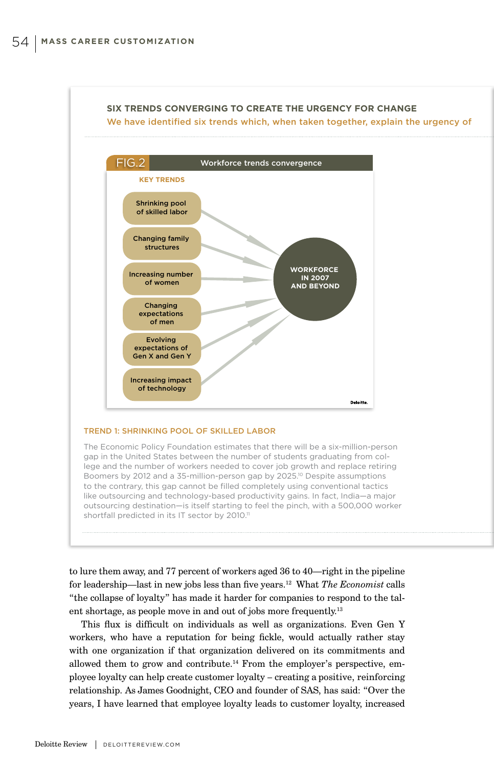## SIX TRENDS CONVERGING TO CREATE THE URGENCY FOR CHANGE

We have identified six trends which, when taken together, explain the urgency of

**FIG.2** Workforce trends convergence

KEY TRENDS

- Shrinking pool of skilled labor
- Changing family structures
- Increasing number of women
- Changing expectations of men
- Evolving expectations of Gen X and Gen Y
- Increasing impact of technology

WORKFORCE IN 2007 AND BEYOND

Deloitte.

### TREND 1: SHRINKING POOL OF SKILLED LABOR

The Economic Policy Foundation estimates that there will be a six-million-person gap in the United States between the number of students graduating from college and the number of workers needed to cover job growth and replace retiring Boomers by 2012 and a 35-million-person gap by 2025.[10] Despite assumptions to the contrary, this gap cannot be filled completely using conventional tactics like outsourcing and technology-based productivity gains. In fact, India—a major outsourcing destination—is itself starting to feel the pinch, with a 500,000 worker shortfall predicted in its IT sector by 2010.[11]

---

to lure them away, and 77 percent of workers aged 36 to 40—right in the pipeline for leadership—last in new jobs less than five years.[12] What *The Economist* calls "the collapse of loyalty" has made it harder for companies to respond to the talent shortage, as people move in and out of jobs more frequently.[13]

This flux is difficult on individuals as well as organizations. Even Gen Y workers, who have a reputation for being fickle, would actually rather stay with one organization if that organization delivered on its commitments and allowed them to grow and contribute.[14] From the employer's perspective, employee loyalty can help create customer loyalty – creating a positive, reinforcing relationship. As James Goodnight, CEO and founder of SAS, has said: "Over the years, I have learned that employee loyalty leads to customer loyalty, increased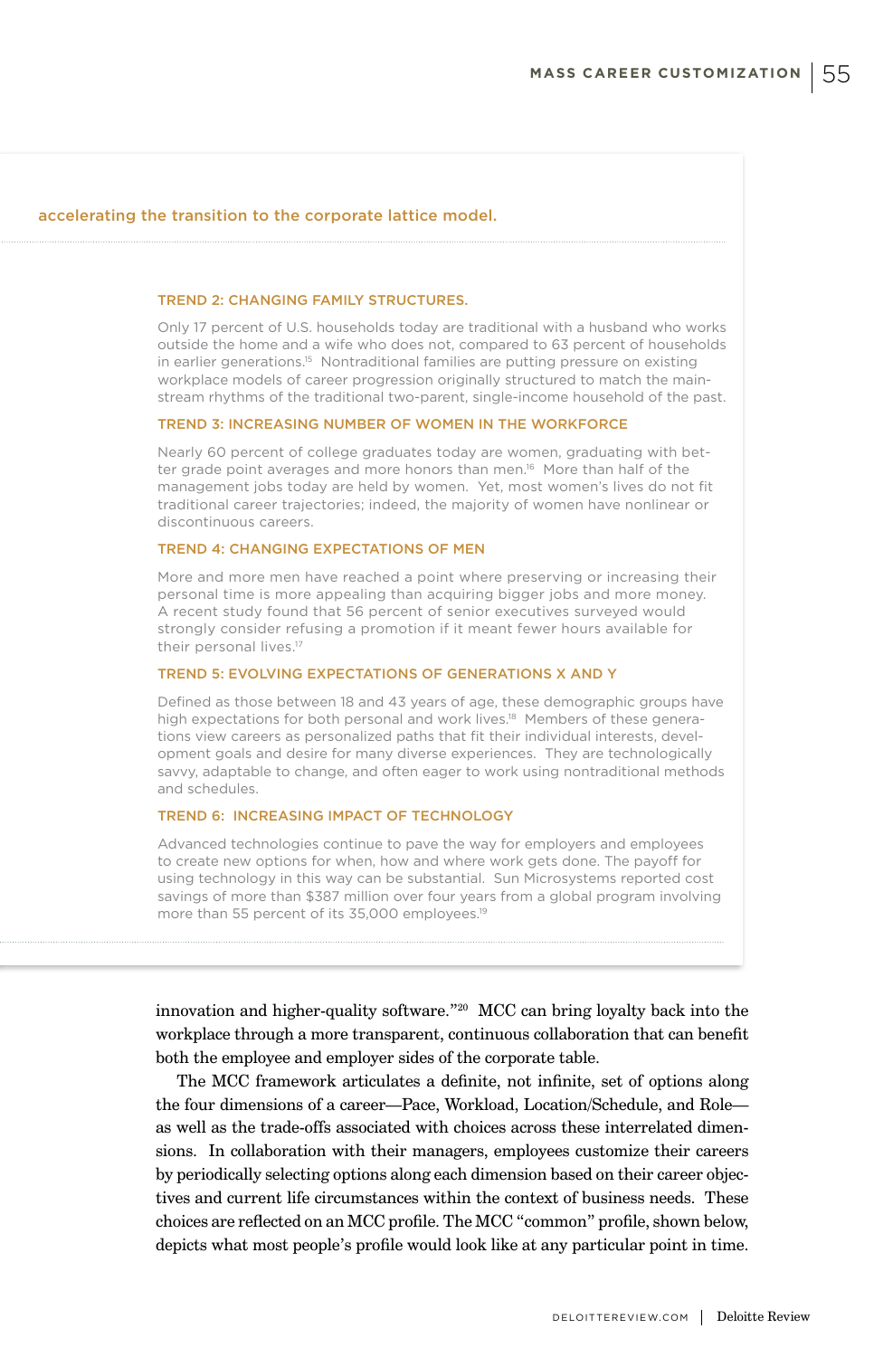accelerating the transition to the corporate lattice model.

#### TREND 2: CHANGING FAMILY STRUCTURES.

Only 17 percent of U.S. households today are traditional with a husband who works outside the home and a wife who does not, compared to 63 percent of households in earlier generations.[15] Nontraditional families are putting pressure on existing workplace models of career progression originally structured to match the mainstream rhythms of the traditional two-parent, single-income household of the past.

#### TREND 3: INCREASING NUMBER OF WOMEN IN THE WORKFORCE

Nearly 60 percent of college graduates today are women, graduating with better grade point averages and more honors than men.[16] More than half of the management jobs today are held by women. Yet, most women's lives do not fit traditional career trajectories; indeed, the majority of women have nonlinear or discontinuous careers.

#### TREND 4: CHANGING EXPECTATIONS OF MEN

More and more men have reached a point where preserving or increasing their personal time is more appealing than acquiring bigger jobs and more money. A recent study found that 56 percent of senior executives surveyed would strongly consider refusing a promotion if it meant fewer hours available for their personal lives.[17]

#### TREND 5: EVOLVING EXPECTATIONS OF GENERATIONS X AND Y

Defined as those between 18 and 43 years of age, these demographic groups have high expectations for both personal and work lives.[18] Members of these generations view careers as personalized paths that fit their individual interests, development goals and desire for many diverse experiences. They are technologically savvy, adaptable to change, and often eager to work using nontraditional methods and schedules.

#### TREND 6: INCREASING IMPACT OF TECHNOLOGY

Advanced technologies continue to pave the way for employers and employees to create new options for when, how and where work gets done. The payoff for using technology in this way can be substantial. Sun Microsystems reported cost savings of more than $387 million over four years from a global program involving more than 55 percent of its 35,000 employees.[19]

innovation and higher-quality software."[20] MCC can bring loyalty back into the workplace through a more transparent, continuous collaboration that can benefit both the employee and employer sides of the corporate table.

The MCC framework articulates a definite, not infinite, set of options along the four dimensions of a career—Pace, Workload, Location/Schedule, and Role—as well as the trade-offs associated with choices across these interrelated dimensions. In collaboration with their managers, employees customize their careers by periodically selecting options along each dimension based on their career objectives and current life circumstances within the context of business needs. These choices are reflected on an MCC profile. The MCC "common" profile, shown below, depicts what most people's profile would look like at any particular point in time.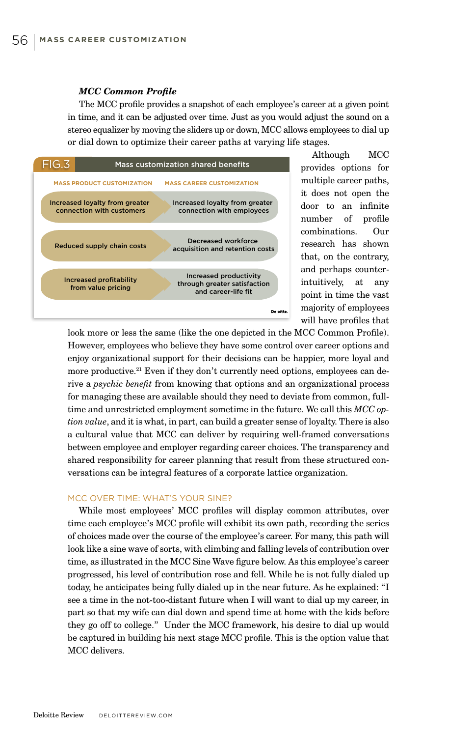### *MCC Common Profile*

The MCC profile provides a snapshot of each employee's career at a given point in time, and it can be adjusted over time. Just as you would adjust the sound on a stereo equalizer by moving the sliders up or down, MCC allows employees to dial up or dial down to optimize their career paths at varying life stages.

**FIG.3 Mass customization shared benefits**

| MASS PRODUCT CUSTOMIZATION | MASS CAREER CUSTOMIZATION |
|---|---|
| Increased loyalty from greater connection with customers | Increased loyalty from greater connection with employees |
| Reduced supply chain costs | Decreased workforce acquisition and retention costs |
| Increased profitability from value pricing | Increased productivity through greater satisfaction and career-life fit |

Deloitte.

Although MCC provides options for multiple career paths, it does not open the door to an infinite number of profile combinations. Our research has shown that, on the contrary, and perhaps counter-intuitively, at any point in time the vast majority of employees will have profiles that look more or less the same (like the one depicted in the MCC Common Profile). However, employees who believe they have some control over career options and enjoy organizational support for their decisions can be happier, more loyal and more productive.[21] Even if they don't currently need options, employees can derive a *psychic benefit* from knowing that options and an organizational process for managing these are available should they need to deviate from common, full-time and unrestricted employment sometime in the future. We call this *MCC option value*, and it is what, in part, can build a greater sense of loyalty. There is also a cultural value that MCC can deliver by requiring well-framed conversations between employee and employer regarding career choices. The transparency and shared responsibility for career planning that result from these structured conversations can be integral features of a corporate lattice organization.

## MCC OVER TIME: WHAT'S YOUR SINE?

While most employees' MCC profiles will display common attributes, over time each employee's MCC profile will exhibit its own path, recording the series of choices made over the course of the employee's career. For many, this path will look like a sine wave of sorts, with climbing and falling levels of contribution over time, as illustrated in the MCC Sine Wave figure below. As this employee's career progressed, his level of contribution rose and fell. While he is not fully dialed up today, he anticipates being fully dialed up in the near future. As he explained: "I see a time in the not-too-distant future when I will want to dial up my career, in part so that my wife can dial down and spend time at home with the kids before they go off to college." Under the MCC framework, his desire to dial up would be captured in building his next stage MCC profile. This is the option value that MCC delivers.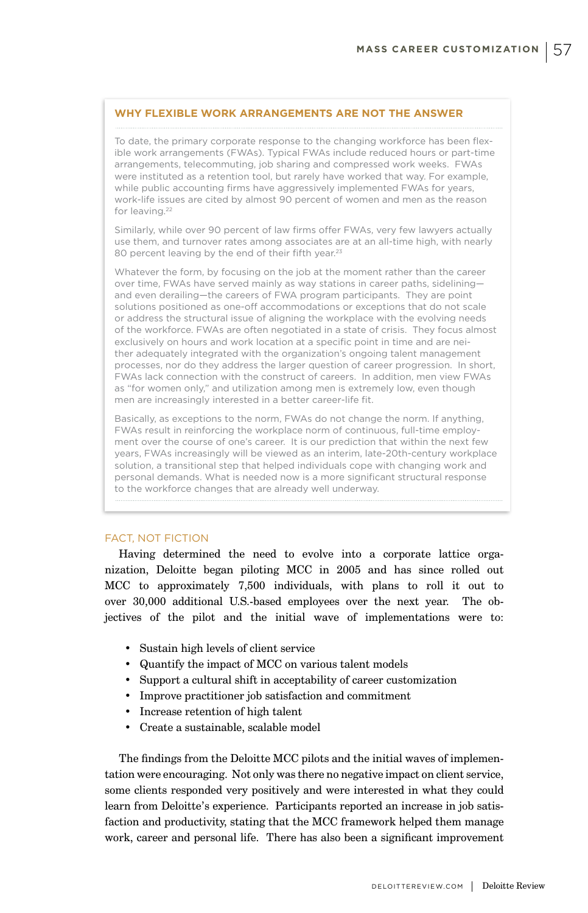### WHY FLEXIBLE WORK ARRANGEMENTS ARE NOT THE ANSWER

To date, the primary corporate response to the changing workforce has been flexible work arrangements (FWAs). Typical FWAs include reduced hours or part-time arrangements, telecommuting, job sharing and compressed work weeks. FWAs were instituted as a retention tool, but rarely have worked that way. For example, while public accounting firms have aggressively implemented FWAs for years, work-life issues are cited by almost 90 percent of women and men as the reason for leaving.[22]

Similarly, while over 90 percent of law firms offer FWAs, very few lawyers actually use them, and turnover rates among associates are at an all-time high, with nearly 80 percent leaving by the end of their fifth year.[23]

Whatever the form, by focusing on the job at the moment rather than the career over time, FWAs have served mainly as way stations in career paths, sidelining—and even derailing—the careers of FWA program participants. They are point solutions positioned as one-off accommodations or exceptions that do not scale or address the structural issue of aligning the workplace with the evolving needs of the workforce. FWAs are often negotiated in a state of crisis. They focus almost exclusively on hours and work location at a specific point in time and are neither adequately integrated with the organization's ongoing talent management processes, nor do they address the larger question of career progression. In short, FWAs lack connection with the construct of careers. In addition, men view FWAs as "for women only," and utilization among men is extremely low, even though men are increasingly interested in a better career-life fit.

Basically, as exceptions to the norm, FWAs do not change the norm. If anything, FWAs result in reinforcing the workplace norm of continuous, full-time employment over the course of one's career. It is our prediction that within the next few years, FWAs increasingly will be viewed as an interim, late-20th-century workplace solution, a transitional step that helped individuals cope with changing work and personal demands. What is needed now is a more significant structural response to the workforce changes that are already well underway.

### FACT, NOT FICTION

Having determined the need to evolve into a corporate lattice organization, Deloitte began piloting MCC in 2005 and has since rolled out MCC to approximately 7,500 individuals, with plans to roll it out to over 30,000 additional U.S.-based employees over the next year. The objectives of the pilot and the initial wave of implementations were to:

- Sustain high levels of client service
- Quantify the impact of MCC on various talent models
- Support a cultural shift in acceptability of career customization
- Improve practitioner job satisfaction and commitment
- Increase retention of high talent
- Create a sustainable, scalable model

The findings from the Deloitte MCC pilots and the initial waves of implementation were encouraging. Not only was there no negative impact on client service, some clients responded very positively and were interested in what they could learn from Deloitte's experience. Participants reported an increase in job satisfaction and productivity, stating that the MCC framework helped them manage work, career and personal life. There has also been a significant improvement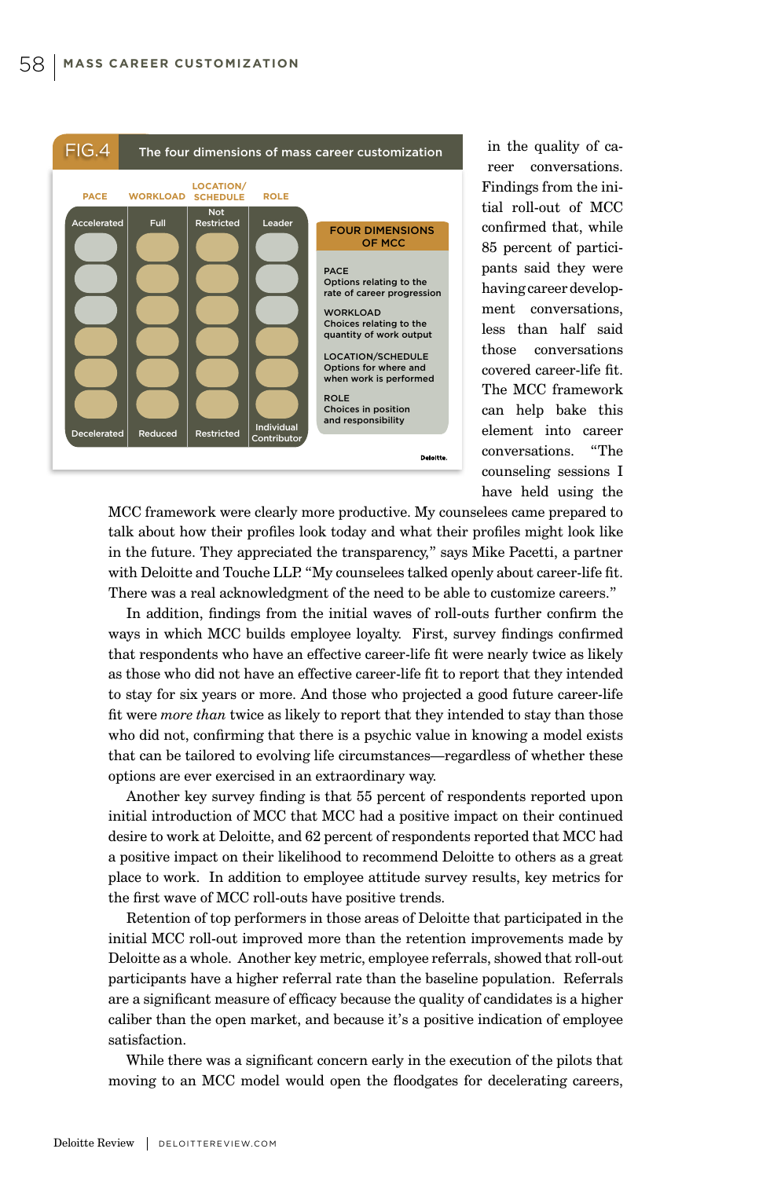**FIG.4** The four dimensions of mass career customization

| PACE | WORKLOAD | LOCATION/ SCHEDULE | ROLE |
|---|---|---|---|
| Accelerated | Full | Not Restricted | Leader |
| Decelerated | Reduced | Restricted | Individual Contributor |

**FOUR DIMENSIONS OF MCC**

PACE
Options relating to the rate of career progression

WORKLOAD
Choices relating to the quantity of work output

LOCATION/SCHEDULE
Options for where and when work is performed

ROLE
Choices in position and responsibility

Deloitte.

in the quality of career conversations. Findings from the initial roll-out of MCC confirmed that, while 85 percent of participants said they were having career development conversations, less than half said those conversations covered career-life fit. The MCC framework can help bake this element into career conversations. "The counseling sessions I have held using the MCC framework were clearly more productive. My counselees came prepared to talk about how their profiles look today and what their profiles might look like in the future. They appreciated the transparency," says Mike Pacetti, a partner with Deloitte and Touche LLP. "My counselees talked openly about career-life fit. There was a real acknowledgment of the need to be able to customize careers."

In addition, findings from the initial waves of roll-outs further confirm the ways in which MCC builds employee loyalty. First, survey findings confirmed that respondents who have an effective career-life fit were nearly twice as likely as those who did not have an effective career-life fit to report that they intended to stay for six years or more. And those who projected a good future career-life fit were *more than* twice as likely to report that they intended to stay than those who did not, confirming that there is a psychic value in knowing a model exists that can be tailored to evolving life circumstances—regardless of whether these options are ever exercised in an extraordinary way.

Another key survey finding is that 55 percent of respondents reported upon initial introduction of MCC that MCC had a positive impact on their continued desire to work at Deloitte, and 62 percent of respondents reported that MCC had a positive impact on their likelihood to recommend Deloitte to others as a great place to work. In addition to employee attitude survey results, key metrics for the first wave of MCC roll-outs have positive trends.

Retention of top performers in those areas of Deloitte that participated in the initial MCC roll-out improved more than the retention improvements made by Deloitte as a whole. Another key metric, employee referrals, showed that roll-out participants have a higher referral rate than the baseline population. Referrals are a significant measure of efficacy because the quality of candidates is a higher caliber than the open market, and because it's a positive indication of employee satisfaction.

While there was a significant concern early in the execution of the pilots that moving to an MCC model would open the floodgates for decelerating careers,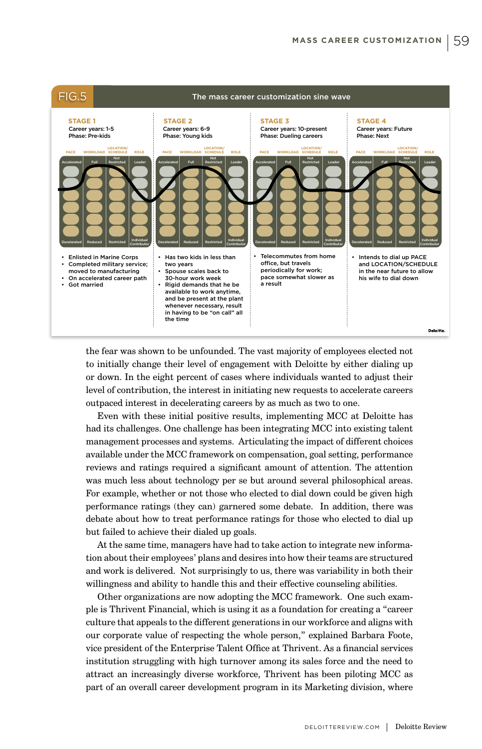**FIG.5** The mass career customization sine wave

**STAGE 1**
Career years: 1-5
Phase: Pre-kids

- Enlisted in Marine Corps
- Completed military service; moved to manufacturing
- On accelerated career path
- Got married

**STAGE 2**
Career years: 6-9
Phase: Young kids

- Has two kids in less than two years
- Spouse scales back to 30-hour work week
- Rigid demands that he be available to work anytime, and be present at the plant whenever necessary, result in having to be "on call" all the time

**STAGE 3**
Career years: 10-present
Phase: Dueling careers

- Telecommutes from home office, but travels periodically for work; pace somewhat slower as a result

**STAGE 4**
Career years: Future
Phase: Next

- Intends to dial up PACE and LOCATION/SCHEDULE in the near future to allow his wife to dial down

the fear was shown to be unfounded. The vast majority of employees elected not to initially change their level of engagement with Deloitte by either dialing up or down. In the eight percent of cases where individuals wanted to adjust their level of contribution, the interest in initiating new requests to accelerate careers outpaced interest in decelerating careers by as much as two to one.

Even with these initial positive results, implementing MCC at Deloitte has had its challenges. One challenge has been integrating MCC into existing talent management processes and systems. Articulating the impact of different choices available under the MCC framework on compensation, goal setting, performance reviews and ratings required a significant amount of attention. The attention was much less about technology per se but around several philosophical areas. For example, whether or not those who elected to dial down could be given high performance ratings (they can) garnered some debate. In addition, there was debate about how to treat performance ratings for those who elected to dial up but failed to achieve their dialed up goals.

At the same time, managers have had to take action to integrate new information about their employees' plans and desires into how their teams are structured and work is delivered. Not surprisingly to us, there was variability in both their willingness and ability to handle this and their effective counseling abilities.

Other organizations are now adopting the MCC framework. One such example is Thrivent Financial, which is using it as a foundation for creating a "career culture that appeals to the different generations in our workforce and aligns with our corporate value of respecting the whole person," explained Barbara Foote, vice president of the Enterprise Talent Office at Thrivent. As a financial services institution struggling with high turnover among its sales force and the need to attract an increasingly diverse workforce, Thrivent has been piloting MCC as part of an overall career development program in its Marketing division, where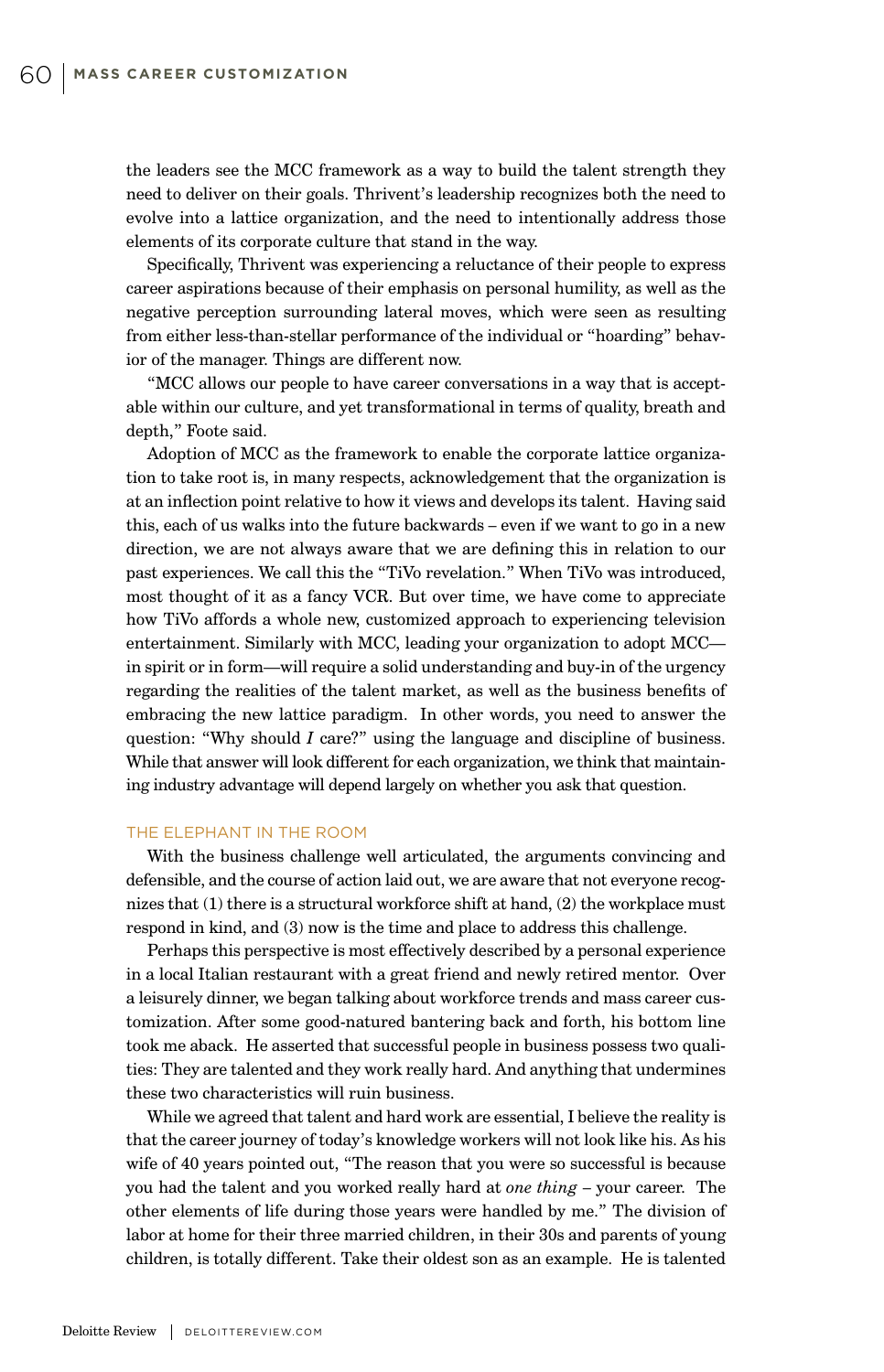the leaders see the MCC framework as a way to build the talent strength they need to deliver on their goals. Thrivent's leadership recognizes both the need to evolve into a lattice organization, and the need to intentionally address those elements of its corporate culture that stand in the way.

Specifically, Thrivent was experiencing a reluctance of their people to express career aspirations because of their emphasis on personal humility, as well as the negative perception surrounding lateral moves, which were seen as resulting from either less-than-stellar performance of the individual or "hoarding" behavior of the manager. Things are different now.

"MCC allows our people to have career conversations in a way that is acceptable within our culture, and yet transformational in terms of quality, breath and depth," Foote said.

Adoption of MCC as the framework to enable the corporate lattice organization to take root is, in many respects, acknowledgement that the organization is at an inflection point relative to how it views and develops its talent. Having said this, each of us walks into the future backwards – even if we want to go in a new direction, we are not always aware that we are defining this in relation to our past experiences. We call this the "TiVo revelation." When TiVo was introduced, most thought of it as a fancy VCR. But over time, we have come to appreciate how TiVo affords a whole new, customized approach to experiencing television entertainment. Similarly with MCC, leading your organization to adopt MCC—in spirit or in form—will require a solid understanding and buy-in of the urgency regarding the realities of the talent market, as well as the business benefits of embracing the new lattice paradigm. In other words, you need to answer the question: "Why should *I* care?" using the language and discipline of business. While that answer will look different for each organization, we think that maintaining industry advantage will depend largely on whether you ask that question.

## THE ELEPHANT IN THE ROOM

With the business challenge well articulated, the arguments convincing and defensible, and the course of action laid out, we are aware that not everyone recognizes that (1) there is a structural workforce shift at hand, (2) the workplace must respond in kind, and (3) now is the time and place to address this challenge.

Perhaps this perspective is most effectively described by a personal experience in a local Italian restaurant with a great friend and newly retired mentor. Over a leisurely dinner, we began talking about workforce trends and mass career customization. After some good-natured bantering back and forth, his bottom line took me aback. He asserted that successful people in business possess two qualities: They are talented and they work really hard. And anything that undermines these two characteristics will ruin business.

While we agreed that talent and hard work are essential, I believe the reality is that the career journey of today's knowledge workers will not look like his. As his wife of 40 years pointed out, "The reason that you were so successful is because you had the talent and you worked really hard at *one thing* – your career. The other elements of life during those years were handled by me." The division of labor at home for their three married children, in their 30s and parents of young children, is totally different. Take their oldest son as an example. He is talented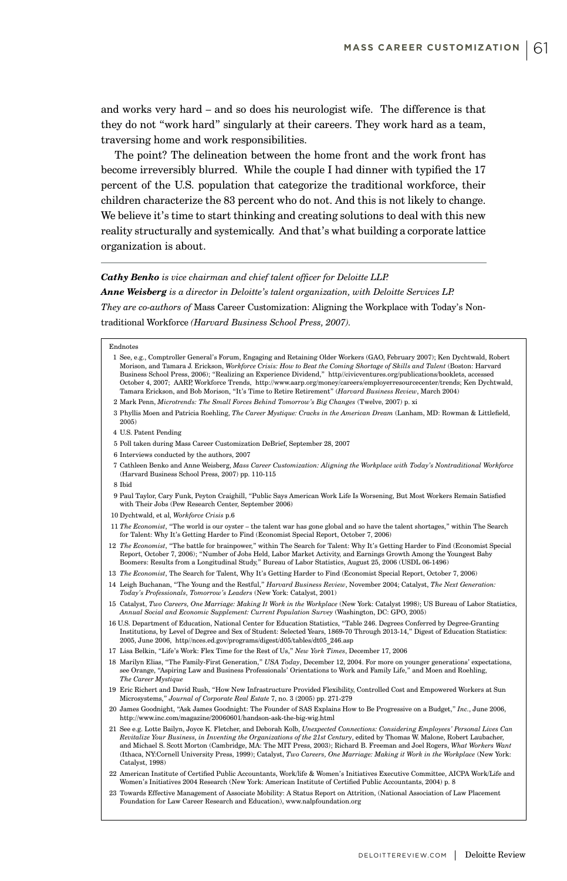and works very hard – and so does his neurologist wife. The difference is that they do not "work hard" singularly at their careers. They work hard as a team, traversing home and work responsibilities.

The point? The delineation between the home front and the work front has become irreversibly blurred. While the couple I had dinner with typified the 17 percent of the U.S. population that categorize the traditional workforce, their children characterize the 83 percent who do not. And this is not likely to change. We believe it's time to start thinking and creating solutions to deal with this new reality structurally and systemically. And that's what building a corporate lattice organization is about.

---

***Cathy Benko** is vice chairman and chief talent officer for Deloitte LLP.*

***Anne Weisberg** is a director in Deloitte's talent organization, with Deloitte Services LP.*

*They are co-authors of* Mass Career Customization: Aligning the Workplace with Today's Nontraditional Workforce *(Harvard Business School Press, 2007).*

Endnotes

1 See, e.g., Comptroller General's Forum, Engaging and Retaining Older Workers (GAO, February 2007); Ken Dychtwald, Robert Morison, and Tamara J. Erickson, *Workforce Crisis: How to Beat the Coming Shortage of Skills and Talent* (Boston: Harvard Business School Press, 2006); "Realizing an Experience Dividend," http//civicventures.org/publications/booklets, accessed October 4, 2007; AARP, Workforce Trends, http://www.aarp.org/money/careers/employerresourcecenter/trends; Ken Dychtwald, Tamara Erickson, and Bob Morison, "It's Time to Retire Retirement" (*Harvard Business Review*, March 2004)

2 Mark Penn, *Microtrends: The Small Forces Behind Tomorrow's Big Changes* (Twelve, 2007) p. xi

3 Phyllis Moen and Patricia Roehling, *The Career Mystique: Cracks in the American Dream* (Lanham, MD: Rowman & Littlefield, 2005)

4 U.S. Patent Pending

5 Poll taken during Mass Career Customization DeBrief, September 28, 2007

6 Interviews conducted by the authors, 2007

7 Cathleen Benko and Anne Weisberg, *Mass Career Customization: Aligning the Workplace with Today's Nontraditional Workforce* (Harvard Business School Press, 2007) pp. 110-115

8 Ibid

9 Paul Taylor, Cary Funk, Peyton Craighill, "Public Says American Work Life Is Worsening, But Most Workers Remain Satisfied with Their Jobs (Pew Research Center, September 2006)

10 Dychtwald, et al, *Workforce Crisis* p.6

11 *The Economist*, "The world is our oyster – the talent war has gone global and so have the talent shortages," within The Search for Talent: Why It's Getting Harder to Find (Economist Special Report, October 7, 2006)

12 *The Economist*, "The battle for brainpower," within The Search for Talent: Why It's Getting Harder to Find (Economist Special Report, October 7, 2006); "Number of Jobs Held, Labor Market Activity, and Earnings Growth Among the Youngest Baby Boomers: Results from a Longitudinal Study," Bureau of Labor Statistics, August 25, 2006 (USDL 06-1496)

13 *The Economist*, The Search for Talent, Why It's Getting Harder to Find (Economist Special Report, October 7, 2006)

14 Leigh Buchanan, "The Young and the Restful," *Harvard Business Review*, November 2004; Catalyst, *The Next Generation: Today's Professionals, Tomorrow's Leaders* (New York: Catalyst, 2001)

15 Catalyst, *Two Careers, One Marriage: Making It Work in the Workplace* (New York: Catalyst 1998); US Bureau of Labor Statistics, *Annual Social and Economic Supplement: Current Population Survey* (Washington, DC: GPO, 2005)

16 U.S. Department of Education, National Center for Education Statistics, "Table 246. Degrees Conferred by Degree-Granting Institutions, by Level of Degree and Sex of Student: Selected Years, 1869-70 Through 2013-14," Digest of Education Statistics: 2005, June 2006, http//nces.ed.gov/programs/digest/d05/tables/dt05_246.asp

17 Lisa Belkin, "Life's Work: Flex Time for the Rest of Us," *New York Times*, December 17, 2006

18 Marilyn Elias, "The Family-First Generation," *USA Today*, December 12, 2004. For more on younger generations' expectations, see Orange, "Aspiring Law and Business Professionals' Orientations to Work and Family Life," and Moen and Roehling, *The Career Mystique*

19 Eric Richert and David Rush, "How New Infrastructure Provided Flexibility, Controlled Cost and Empowered Workers at Sun Microsystems," *Journal of Corporate Real Estate* 7, no. 3 (2005) pp. 271-279

20 James Goodnight, "Ask James Goodnight: The Founder of SAS Explains How to Be Progressive on a Budget," *Inc.*, June 2006, http://www.inc.com/magazine/20060601/handson-ask-the-big-wig.html

21 See e.g. Lotte Bailyn, Joyce K. Fletcher, and Deborah Kolb, *Unexpected Connections: Considering Employees' Personal Lives Can Revitalize Your Business, in Inventing the Organizations of the 21st Century*, edited by Thomas W. Malone, Robert Laubacher, and Michael S. Scott Morton (Cambridge, MA: The MIT Press, 2003); Richard B. Freeman and Joel Rogers, *What Workers Want* (Ithaca, NY:Cornell University Press, 1999); Catalyst, *Two Careers, One Marriage: Making it Work in the Workplace* (New York: Catalyst, 1998)

22 American Institute of Certified Public Accountants, Work/life & Women's Initiatives Executive Committee, AICPA Work/Life and Women's Initiatives 2004 Research (New York: American Institute of Certified Public Accountants, 2004) p. 8

23 Towards Effective Management of Associate Mobility: A Status Report on Attrition, (National Association of Law Placement Foundation for Law Career Research and Education), www.nalpfoundation.org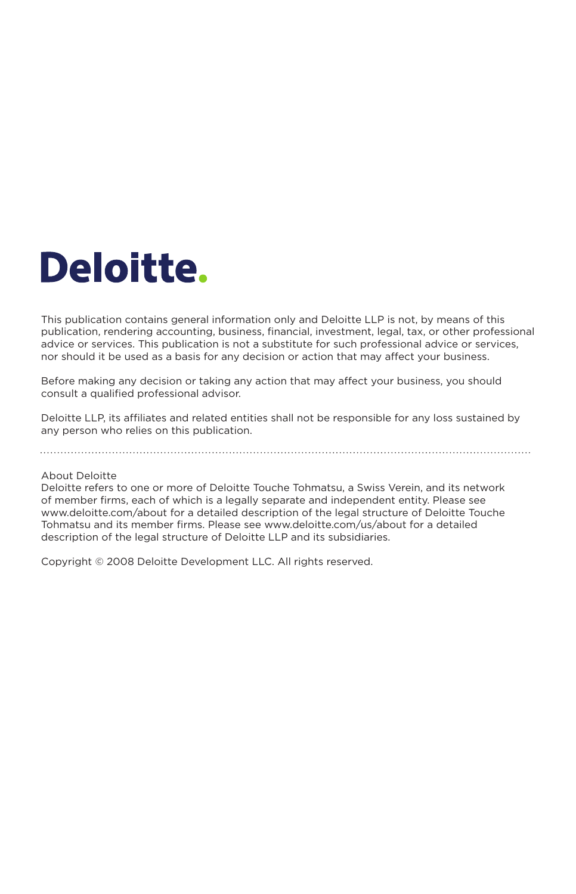# Deloitte.

This publication contains general information only and Deloitte LLP is not, by means of this publication, rendering accounting, business, financial, investment, legal, tax, or other professional advice or services. This publication is not a substitute for such professional advice or services, nor should it be used as a basis for any decision or action that may affect your business.

Before making any decision or taking any action that may affect your business, you should consult a qualified professional advisor.

Deloitte LLP, its affiliates and related entities shall not be responsible for any loss sustained by any person who relies on this publication.

---

About Deloitte
Deloitte refers to one or more of Deloitte Touche Tohmatsu, a Swiss Verein, and its network of member firms, each of which is a legally separate and independent entity. Please see www.deloitte.com/about for a detailed description of the legal structure of Deloitte Touche Tohmatsu and its member firms. Please see www.deloitte.com/us/about for a detailed description of the legal structure of Deloitte LLP and its subsidiaries.

Copyright © 2008 Deloitte Development LLC. All rights reserved.